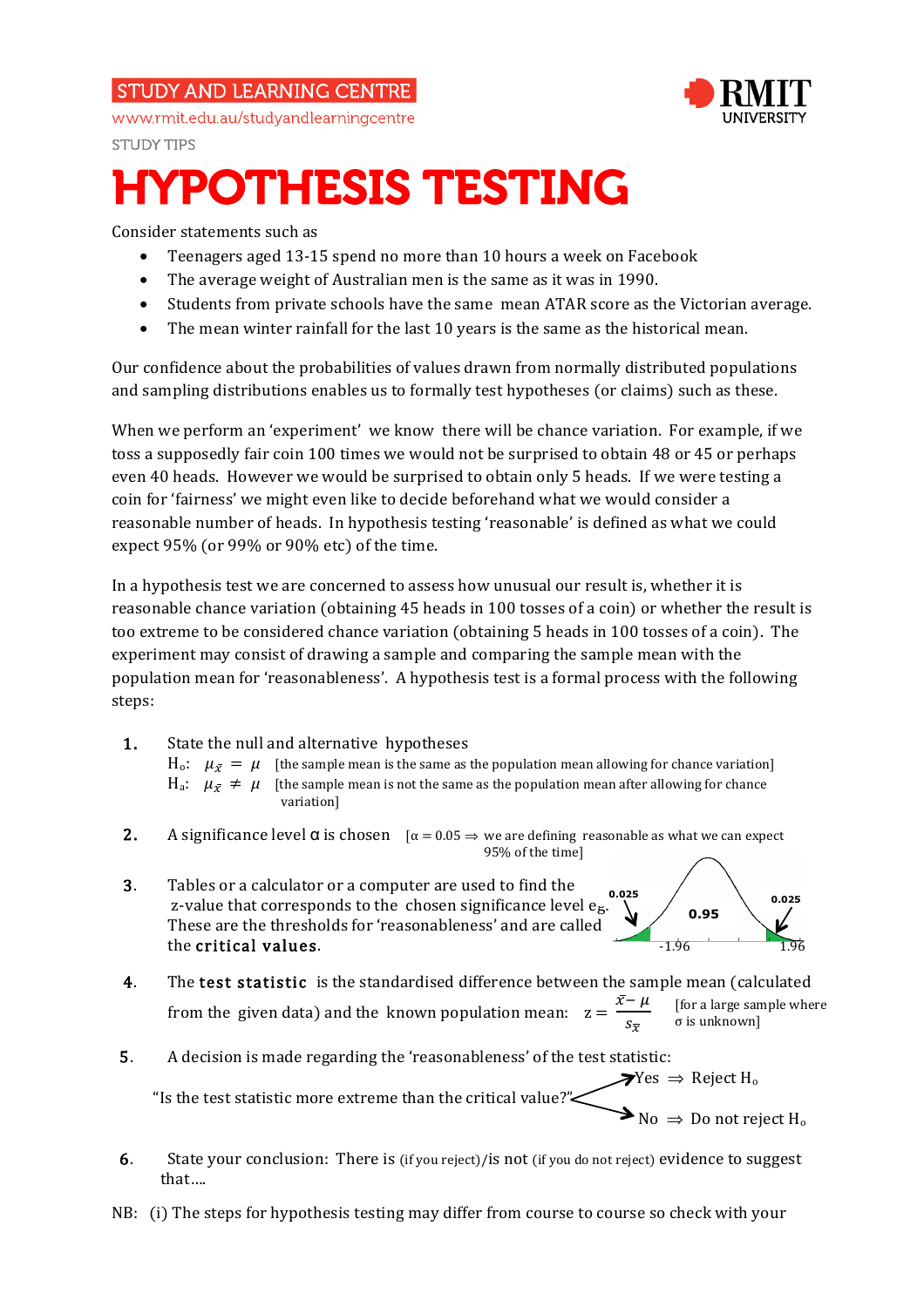STUDY AND LEARNING CENTRE

www.rmit.edu.au/studyandlearningcentre

STUDY TIPS

# HYPOTHESIS TESTING

Consider statements such as

- Teenagers aged 13-15 spend no more than 10 hours a week on Facebook
- The average weight of Australian men is the same as it was in 1990.
- Students from private schools have the same mean ATAR score as the Victorian average.
- The mean winter rainfall for the last 10 years is the same as the historical mean.

Our confidence about the probabilities of values drawn from normally distributed populations and sampling distributions enables us to formally test hypotheses (or claims) such as these.

When we perform an 'experiment' we know there will be chance variation. For example, if we toss a supposedly fair coin 100 times we would not be surprised to obtain 48 or 45 or perhaps even 40 heads. However we would be surprised to obtain only 5 heads. If we were testing a coin for 'fairness' we might even like to decide beforehand what we would consider a reasonable number of heads. In hypothesis testing 'reasonable' is defined as what we could expect 95% (or 99% or 90% etc) of the time.

In a hypothesis test we are concerned to assess how unusual our result is, whether it is reasonable chance variation (obtaining 45 heads in 100 tosses of a coin) or whether the result is too extreme to be considered chance variation (obtaining 5 heads in 100 tosses of a coin). The experiment may consist of drawing a sample and comparing the sample mean with the population mean for 'reasonableness'. A hypothesis test is a formal process with the following steps:

1. State the null and alternative hypotheses
   $H_o$: $\mu_{\bar{x}} = \mu$ [the sample mean is the same as the population mean allowing for chance variation]
   $H_a$: $\mu_{\bar{x}} \neq \mu$ [the sample mean is not the same as the population mean after allowing for chance variation]

2. A significance level α is chosen [$\alpha = 0.05 \Rightarrow$ we are defining reasonable as what we can expect 95% of the time]

3. Tables or a calculator or a computer are used to find the z-value that corresponds to the chosen significance level eg. These are the thresholds for 'reasonableness' and are called the **critical values**.

   (Normal curve: 0.025 in each tail beyond -1.96 and 1.96; 0.95 in the centre.)

4. The **test statistic** is the standardised difference between the sample mean (calculated from the given data) and the known population mean: $z = \dfrac{\bar{x} - \mu}{s_{\bar{x}}}$ [for a large sample where σ is unknown]

5. A decision is made regarding the 'reasonableness' of the test statistic:
   "Is the test statistic more extreme than the critical value?"
   - Yes $\Rightarrow$ Reject $H_o$
   - No $\Rightarrow$ Do not reject $H_o$

6. State your conclusion: There is (if you reject)/is not (if you do not reject) evidence to suggest that….

NB: (i) The steps for hypothesis testing may differ from course to course so check with your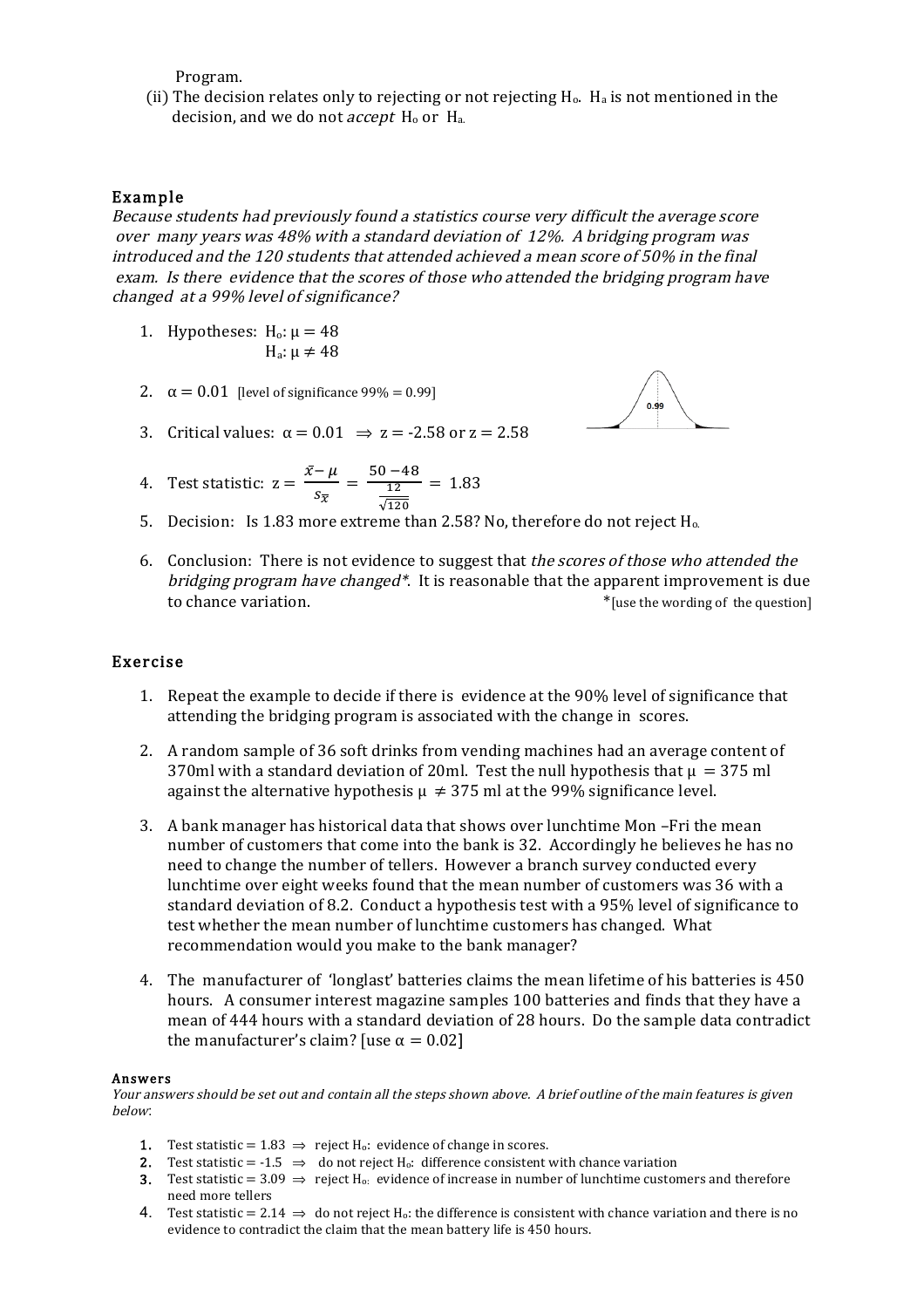Program.

(ii) The decision relates only to rejecting or not rejecting $H_o$. $H_a$ is not mentioned in the decision, and we do not *accept* $H_o$ or $H_a$.

## Example

*Because students had previously found a statistics course very difficult the average score over many years was 48% with a standard deviation of 12%. A bridging program was introduced and the 120 students that attended achieved a mean score of 50% in the final exam. Is there evidence that the scores of those who attended the bridging program have changed at a 99% level of significance?*

1. Hypotheses: $H_o$: $\mu = 48$
   $H_a$: $\mu \neq 48$

2. $\alpha = 0.01$ [level of significance 99% = 0.99]

0.99

3. Critical values: $\alpha = 0.01 \Rightarrow z = -2.58$ or $z = 2.58$

4. Test statistic: $z = \dfrac{\bar{x} - \mu}{s_{\bar{x}}} = \dfrac{50 - 48}{\frac{12}{\sqrt{120}}} = 1.83$

5. Decision: Is 1.83 more extreme than 2.58? No, therefore do not reject $H_o$.

6. Conclusion: There is not evidence to suggest that *the scores of those who attended the bridging program have changed\**. It is reasonable that the apparent improvement is due to chance variation. \*[use the wording of the question]

## Exercise

1. Repeat the example to decide if there is evidence at the 90% level of significance that attending the bridging program is associated with the change in scores.

2. A random sample of 36 soft drinks from vending machines had an average content of 370ml with a standard deviation of 20ml. Test the null hypothesis that $\mu = 375$ ml against the alternative hypothesis $\mu \neq 375$ ml at the 99% significance level.

3. A bank manager has historical data that shows over lunchtime Mon –Fri the mean number of customers that come into the bank is 32. Accordingly he believes he has no need to change the number of tellers. However a branch survey conducted every lunchtime over eight weeks found that the mean number of customers was 36 with a standard deviation of 8.2. Conduct a hypothesis test with a 95% level of significance to test whether the mean number of lunchtime customers has changed. What recommendation would you make to the bank manager?

4. The manufacturer of 'longlast' batteries claims the mean lifetime of his batteries is 450 hours. A consumer interest magazine samples 100 batteries and finds that they have a mean of 444 hours with a standard deviation of 28 hours. Do the sample data contradict the manufacturer's claim? [use $\alpha = 0.02$]

### Answers

*Your answers should be set out and contain all the steps shown above. A brief outline of the main features is given below:*

1. Test statistic = 1.83 $\Rightarrow$ reject $H_o$: evidence of change in scores.
2. Test statistic = -1.5 $\Rightarrow$ do not reject $H_o$: difference consistent with chance variation
3. Test statistic = 3.09 $\Rightarrow$ reject $H_o$: evidence of increase in number of lunchtime customers and therefore need more tellers
4. Test statistic = 2.14 $\Rightarrow$ do not reject $H_o$: the difference is consistent with chance variation and there is no evidence to contradict the claim that the mean battery life is 450 hours.